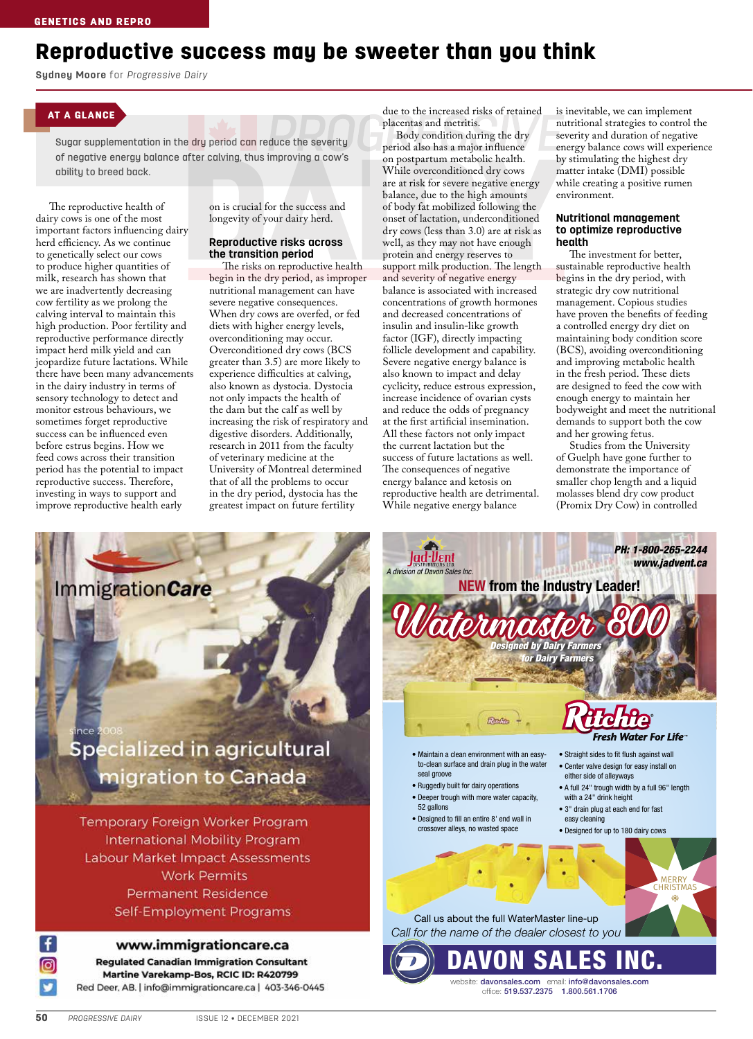GENETICS AND REPRO

# Reproductive success may be sweeter than you think

**Sydney Moore** for *Progressive Dairy*

**AT A GLANCE**

Sugar supplementation in the dry period can reduce the severity of negative energy balance after calving, thus improving a cow's ability to breed back.

The reproductive health of dairy cows is one of the most important factors influencing dairy herd efficiency. As we continue to genetically select our cows to produce higher quantities of milk, research has shown that we are inadvertently decreasing cow fertility as we prolong the calving interval to maintain this high production. Poor fertility and reproductive performance directly impact herd milk yield and can jeopardize future lactations. While there have been many advancements in the dairy industry in terms of sensory technology to detect and monitor estrous behaviours, we sometimes forget reproductive success can be influenced even before estrus begins. How we feed cows across their transition period has the potential to impact reproductive success. Therefore, investing in ways to support and improve reproductive health early on is crucial for the success and longevity of your dairy herd.

## Reproductive risks across the transition period

The risks on reproductive health begin in the dry period, as improper nutritional management can have severe negative consequences. When dry cows are overfed, or fed diets with higher energy levels, overconditioning may occur. Overconditioned dry cows (BCS greater than 3.5) are more likely to experience difficulties at calving, also known as dystocia. Dystocia not only impacts the health of the dam but the calf as well by increasing the risk of respiratory and digestive disorders. Additionally, research in 2011 from the faculty of veterinary medicine at the University of Montreal determined that of all the problems to occur in the dry period, dystocia has the greatest impact on future fertility due to the increased risks of retained placentas and metritis.

Body condition during the dry period also has a major influence on postpartum metabolic health. While overconditioned dry cows are at risk for severe negative energy balance, due to the high amounts of body fat mobilized following the onset of lactation, underconditioned dry cows (less than 3.0) are at risk as well, as they may not have enough protein and energy reserves to support milk production. The length and severity of negative energy balance is associated with increased concentrations of growth hormones and decreased concentrations of insulin and insulin-like growth factor (IGF), directly impacting follicle development and capability. Severe negative energy balance is also known to impact and delay cyclicity, reduce estrous expression, increase incidence of ovarian cysts and reduce the odds of pregnancy at the first artificial insemination. All these factors not only impact the current lactation but the success of future lactations as well. The consequences of negative energy balance and ketosis on reproductive health are detrimental. While negative energy balance is inevitable, we can implement nutritional strategies to control the severity and duration of negative energy balance cows will experience by stimulating the highest dry matter intake (DMI) possible while creating a positive rumen environment.

## Nutritional management to optimize reproductive health

The investment for better, sustainable reproductive health begins in the dry period, with strategic dry cow nutritional management. Copious studies have proven the benefits of feeding a controlled energy dry diet on maintaining body condition score (BCS), avoiding overconditioning and improving metabolic health in the fresh period. These diets are designed to feed the cow with enough energy to maintain her bodyweight and meet the nutritional demands to support both the cow and her growing fetus.

Studies from the University of Guelph have gone further to demonstrate the importance of smaller chop length and a liquid molasses blend dry cow product (Promix Dry Cow) in controlled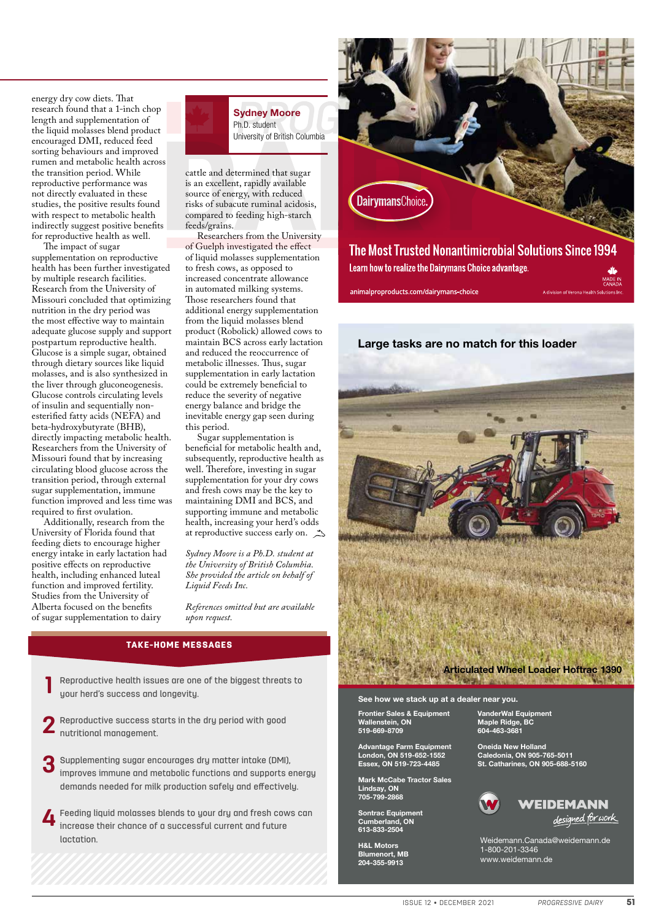energy dry cow diets. That research found that a 1-inch chop length and supplementation of the liquid molasses blend product encouraged DMI, reduced feed sorting behaviours and improved rumen and metabolic health across the transition period. While reproductive performance was not directly evaluated in these studies, the positive results found with respect to metabolic health indirectly suggest positive benefits for reproductive health as well.

The impact of sugar supplementation on reproductive health has been further investigated by multiple research facilities. Research from the University of Missouri concluded that optimizing nutrition in the dry period was the most effective way to maintain adequate glucose supply and support postpartum reproductive health. Glucose is a simple sugar, obtained through dietary sources like liquid molasses, and is also synthesized in the liver through gluconeogenesis. Glucose controls circulating levels of insulin and sequentially non-esterified fatty acids (NEFA) and beta-hydroxybutyrate (BHB), directly impacting metabolic health. Researchers from the University of Missouri found that by increasing circulating blood glucose across the transition period, through external sugar supplementation, immune function improved and less time was required to first ovulation.

Additionally, research from the University of Florida found that feeding diets to encourage higher energy intake in early lactation had positive effects on reproductive health, including enhanced luteal function and improved fertility. Studies from the University of Alberta focused on the benefits of sugar supplementation to dairy cattle and determined that sugar is an excellent, rapidly available source of energy, with reduced risks of subacute ruminal acidosis, compared to feeding high-starch feeds/grains.

Researchers from the University of Guelph investigated the effect of liquid molasses supplementation to fresh cows, as opposed to increased concentrate allowance in automated milking systems. Those researchers found that additional energy supplementation from the liquid molasses blend product (Robolick) allowed cows to maintain BCS across early lactation and reduced the reoccurrence of metabolic illnesses. Thus, sugar supplementation in early lactation could be extremely beneficial to reduce the severity of negative energy balance and bridge the inevitable energy gap seen during this period.

Sugar supplementation is beneficial for metabolic health and, subsequently, reproductive health as well. Therefore, investing in sugar supplementation for your dry cows and fresh cows may be the key to maintaining DMI and BCS, and supporting immune and metabolic health, increasing your herd's odds at reproductive success early on.

**Sydney Moore**
Ph.D. student
University of British Columbia

*Sydney Moore is a Ph.D. student at the University of British Columbia. She provided the article on behalf of Liquid Feeds Inc.*

*References omitted but are available upon request.*

## TAKE-HOME MESSAGES

1. Reproductive health issues are one of the biggest threats to your herd's success and longevity.
2. Reproductive success starts in the dry period with good nutritional management.
3. Supplementing sugar encourages dry matter intake (DMI), improves immune and metabolic functions and supports energy demands needed for milk production safely and effectively.
4. Feeding liquid molasses blends to your dry and fresh cows can increase their chance of a successful current and future lactation.

DairymansChoice.

The Most Trusted Nonantimicrobial Solutions Since 1994

Learn how to realize the Dairymans Choice advantage.

animalproproducts.com/dairymans-choice

MADE IN CANADA

A division of Verona Health Solutions Inc.

Large tasks are no match for this loader

Articulated Wheel Loader Hoftrac 1390

See how we stack up at a dealer near you.

**Frontier Sales & Equipment**
Wallenstein, ON
519-669-8709

**VanderWal Equipment**
Maple Ridge, BC
604-463-3681

**Advantage Farm Equipment**
London, ON 519-652-1552
Essex, ON 519-723-4485

**Oneida New Holland**
Caledonia, ON 905-765-5011
St. Catharines, ON 905-688-5160

**Mark McCabe Tractor Sales**
Lindsay, ON
705-799-2868

**Sontrac Equipment**
Cumberland, ON
613-833-2504

**H&L Motors**
Blumenort, MB
204-355-9913

WEIDEMANN
designed for work

Weidemann.Canada@weidemann.de
1-800-201-3346
www.weidemann.de